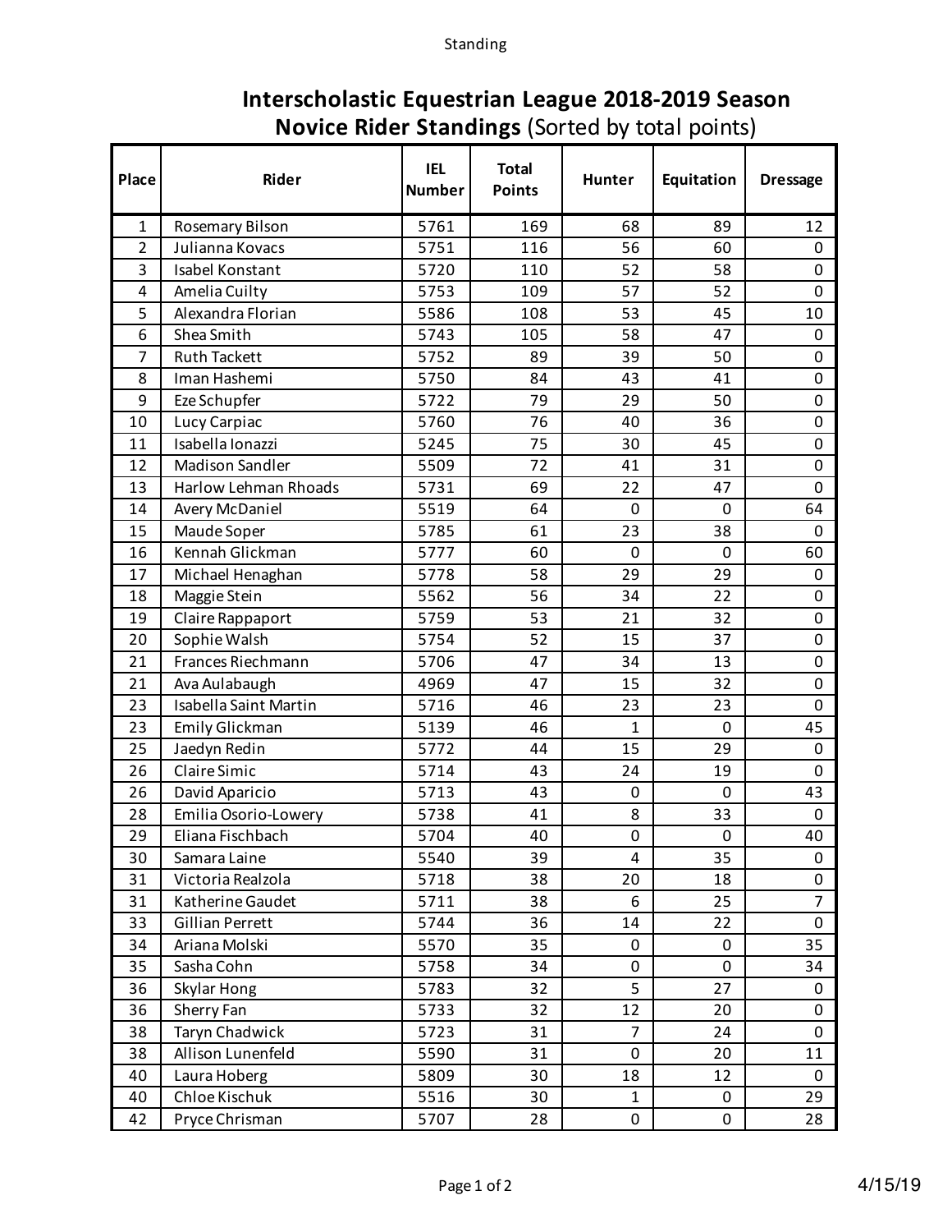# Interscholastic Equestrian League 2018-2019 Season

## **Novice Rider Standings** (Sorted by total points)

| Place | Rider | IEL Number | Total Points | Hunter | Equitation | Dressage |
|---|---|---|---|---|---|---|
| 1 | Rosemary Bilson | 5761 | 169 | 68 | 89 | 12 |
| 2 | Julianna Kovacs | 5751 | 116 | 56 | 60 | 0 |
| 3 | Isabel Konstant | 5720 | 110 | 52 | 58 | 0 |
| 4 | Amelia Cuilty | 5753 | 109 | 57 | 52 | 0 |
| 5 | Alexandra Florian | 5586 | 108 | 53 | 45 | 10 |
| 6 | Shea Smith | 5743 | 105 | 58 | 47 | 0 |
| 7 | Ruth Tackett | 5752 | 89 | 39 | 50 | 0 |
| 8 | Iman Hashemi | 5750 | 84 | 43 | 41 | 0 |
| 9 | Eze Schupfer | 5722 | 79 | 29 | 50 | 0 |
| 10 | Lucy Carpiac | 5760 | 76 | 40 | 36 | 0 |
| 11 | Isabella Ionazzi | 5245 | 75 | 30 | 45 | 0 |
| 12 | Madison Sandler | 5509 | 72 | 41 | 31 | 0 |
| 13 | Harlow Lehman Rhoads | 5731 | 69 | 22 | 47 | 0 |
| 14 | Avery McDaniel | 5519 | 64 | 0 | 0 | 64 |
| 15 | Maude Soper | 5785 | 61 | 23 | 38 | 0 |
| 16 | Kennah Glickman | 5777 | 60 | 0 | 0 | 60 |
| 17 | Michael Henaghan | 5778 | 58 | 29 | 29 | 0 |
| 18 | Maggie Stein | 5562 | 56 | 34 | 22 | 0 |
| 19 | Claire Rappaport | 5759 | 53 | 21 | 32 | 0 |
| 20 | Sophie Walsh | 5754 | 52 | 15 | 37 | 0 |
| 21 | Frances Riechmann | 5706 | 47 | 34 | 13 | 0 |
| 21 | Ava Aulabaugh | 4969 | 47 | 15 | 32 | 0 |
| 23 | Isabella Saint Martin | 5716 | 46 | 23 | 23 | 0 |
| 23 | Emily Glickman | 5139 | 46 | 1 | 0 | 45 |
| 25 | Jaedyn Redin | 5772 | 44 | 15 | 29 | 0 |
| 26 | Claire Simic | 5714 | 43 | 24 | 19 | 0 |
| 26 | David Aparicio | 5713 | 43 | 0 | 0 | 43 |
| 28 | Emilia Osorio-Lowery | 5738 | 41 | 8 | 33 | 0 |
| 29 | Eliana Fischbach | 5704 | 40 | 0 | 0 | 40 |
| 30 | Samara Laine | 5540 | 39 | 4 | 35 | 0 |
| 31 | Victoria Realzola | 5718 | 38 | 20 | 18 | 0 |
| 31 | Katherine Gaudet | 5711 | 38 | 6 | 25 | 7 |
| 33 | Gillian Perrett | 5744 | 36 | 14 | 22 | 0 |
| 34 | Ariana Molski | 5570 | 35 | 0 | 0 | 35 |
| 35 | Sasha Cohn | 5758 | 34 | 0 | 0 | 34 |
| 36 | Skylar Hong | 5783 | 32 | 5 | 27 | 0 |
| 36 | Sherry Fan | 5733 | 32 | 12 | 20 | 0 |
| 38 | Taryn Chadwick | 5723 | 31 | 7 | 24 | 0 |
| 38 | Allison Lunenfeld | 5590 | 31 | 0 | 20 | 11 |
| 40 | Laura Hoberg | 5809 | 30 | 18 | 12 | 0 |
| 40 | Chloe Kischuk | 5516 | 30 | 1 | 0 | 29 |
| 42 | Pryce Chrisman | 5707 | 28 | 0 | 0 | 28 |

4/15/19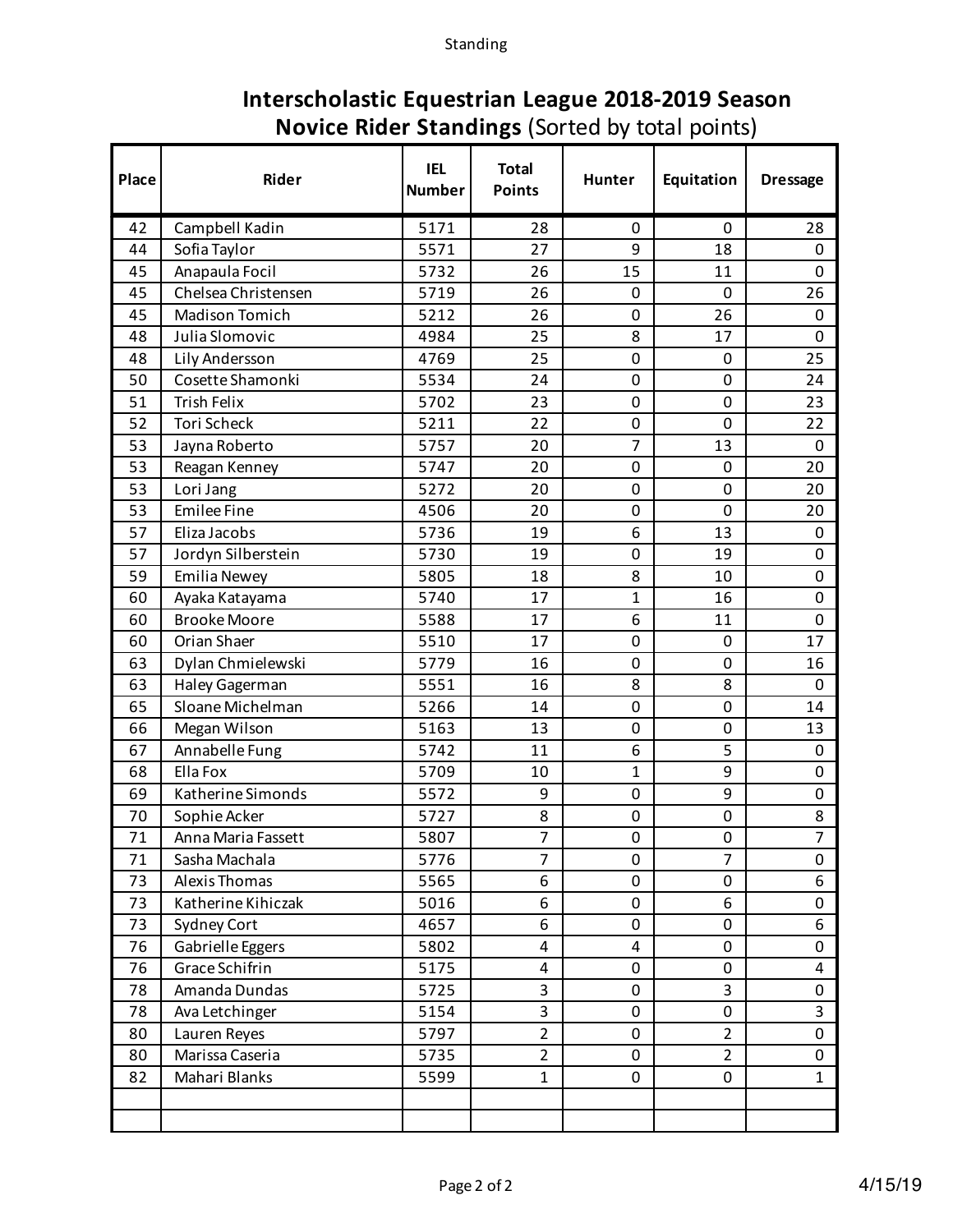# Interscholastic Equestrian League 2018-2019 Season

## **Novice Rider Standings** (Sorted by total points)

| Place | Rider | IEL Number | Total Points | Hunter | Equitation | Dressage |
|---|---|---|---|---|---|---|
| 42 | Campbell Kadin | 5171 | 28 | 0 | 0 | 28 |
| 44 | Sofia Taylor | 5571 | 27 | 9 | 18 | 0 |
| 45 | Anapaula Focil | 5732 | 26 | 15 | 11 | 0 |
| 45 | Chelsea Christensen | 5719 | 26 | 0 | 0 | 26 |
| 45 | Madison Tomich | 5212 | 26 | 0 | 26 | 0 |
| 48 | Julia Slomovic | 4984 | 25 | 8 | 17 | 0 |
| 48 | Lily Andersson | 4769 | 25 | 0 | 0 | 25 |
| 50 | Cosette Shamonki | 5534 | 24 | 0 | 0 | 24 |
| 51 | Trish Felix | 5702 | 23 | 0 | 0 | 23 |
| 52 | Tori Scheck | 5211 | 22 | 0 | 0 | 22 |
| 53 | Jayna Roberto | 5757 | 20 | 7 | 13 | 0 |
| 53 | Reagan Kenney | 5747 | 20 | 0 | 0 | 20 |
| 53 | Lori Jang | 5272 | 20 | 0 | 0 | 20 |
| 53 | Emilee Fine | 4506 | 20 | 0 | 0 | 20 |
| 57 | Eliza Jacobs | 5736 | 19 | 6 | 13 | 0 |
| 57 | Jordyn Silberstein | 5730 | 19 | 0 | 19 | 0 |
| 59 | Emilia Newey | 5805 | 18 | 8 | 10 | 0 |
| 60 | Ayaka Katayama | 5740 | 17 | 1 | 16 | 0 |
| 60 | Brooke Moore | 5588 | 17 | 6 | 11 | 0 |
| 60 | Orian Shaer | 5510 | 17 | 0 | 0 | 17 |
| 63 | Dylan Chmielewski | 5779 | 16 | 0 | 0 | 16 |
| 63 | Haley Gagerman | 5551 | 16 | 8 | 8 | 0 |
| 65 | Sloane Michelman | 5266 | 14 | 0 | 0 | 14 |
| 66 | Megan Wilson | 5163 | 13 | 0 | 0 | 13 |
| 67 | Annabelle Fung | 5742 | 11 | 6 | 5 | 0 |
| 68 | Ella Fox | 5709 | 10 | 1 | 9 | 0 |
| 69 | Katherine Simonds | 5572 | 9 | 0 | 9 | 0 |
| 70 | Sophie Acker | 5727 | 8 | 0 | 0 | 8 |
| 71 | Anna Maria Fassett | 5807 | 7 | 0 | 0 | 7 |
| 71 | Sasha Machala | 5776 | 7 | 0 | 7 | 0 |
| 73 | Alexis Thomas | 5565 | 6 | 0 | 0 | 6 |
| 73 | Katherine Kihiczak | 5016 | 6 | 0 | 6 | 0 |
| 73 | Sydney Cort | 4657 | 6 | 0 | 0 | 6 |
| 76 | Gabrielle Eggers | 5802 | 4 | 4 | 0 | 0 |
| 76 | Grace Schifrin | 5175 | 4 | 0 | 0 | 4 |
| 78 | Amanda Dundas | 5725 | 3 | 0 | 3 | 0 |
| 78 | Ava Letchinger | 5154 | 3 | 0 | 0 | 3 |
| 80 | Lauren Reyes | 5797 | 2 | 0 | 2 | 0 |
| 80 | Marissa Caseria | 5735 | 2 | 0 | 2 | 0 |
| 82 | Mahari Blanks | 5599 | 1 | 0 | 0 | 1 |
| | | | | | | |
| | | | | | | |

4/15/19